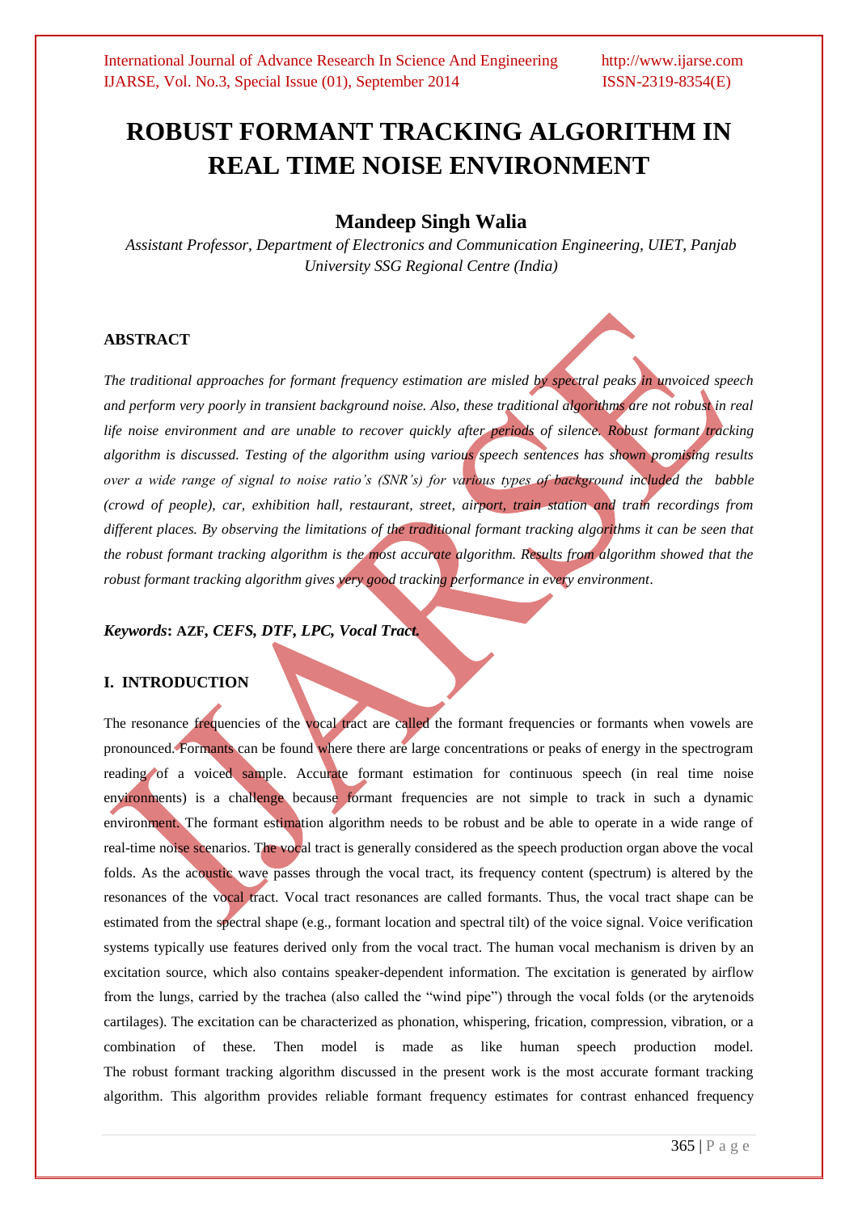# ROBUST FORMANT TRACKING ALGORITHM IN REAL TIME NOISE ENVIRONMENT

## Mandeep Singh Walia

*Assistant Professor, Department of Electronics and Communication Engineering, UIET, Panjab University SSG Regional Centre (India)*

### ABSTRACT

*The traditional approaches for formant frequency estimation are misled by spectral peaks in unvoiced speech and perform very poorly in transient background noise. Also, these traditional algorithms are not robust in real life noise environment and are unable to recover quickly after periods of silence. Robust formant tracking algorithm is discussed. Testing of the algorithm using various speech sentences has shown promising results over a wide range of signal to noise ratio's (SNR's) for various types of background included the babble (crowd of people), car, exhibition hall, restaurant, street, airport, train station and train recordings from different places. By observing the limitations of the traditional formant tracking algorithms it can be seen that the robust formant tracking algorithm is the most accurate algorithm. Results from algorithm showed that the robust formant tracking algorithm gives very good tracking performance in every environment.*

***Keywords*: AZF, *CEFS, DTF, LPC, Vocal Tract.***

### I. INTRODUCTION

The resonance frequencies of the vocal tract are called the formant frequencies or formants when vowels are pronounced. Formants can be found where there are large concentrations or peaks of energy in the spectrogram reading of a voiced sample. Accurate formant estimation for continuous speech (in real time noise environments) is a challenge because formant frequencies are not simple to track in such a dynamic environment. The formant estimation algorithm needs to be robust and be able to operate in a wide range of real-time noise scenarios. The vocal tract is generally considered as the speech production organ above the vocal folds. As the acoustic wave passes through the vocal tract, its frequency content (spectrum) is altered by the resonances of the vocal tract. Vocal tract resonances are called formants. Thus, the vocal tract shape can be estimated from the spectral shape (e.g., formant location and spectral tilt) of the voice signal. Voice verification systems typically use features derived only from the vocal tract. The human vocal mechanism is driven by an excitation source, which also contains speaker-dependent information. The excitation is generated by airflow from the lungs, carried by the trachea (also called the "wind pipe") through the vocal folds (or the arytenoids cartilages). The excitation can be characterized as phonation, whispering, frication, compression, vibration, or a combination of these. Then model is made as like human speech production model. The robust formant tracking algorithm discussed in the present work is the most accurate formant tracking algorithm. This algorithm provides reliable formant frequency estimates for contrast enhanced frequency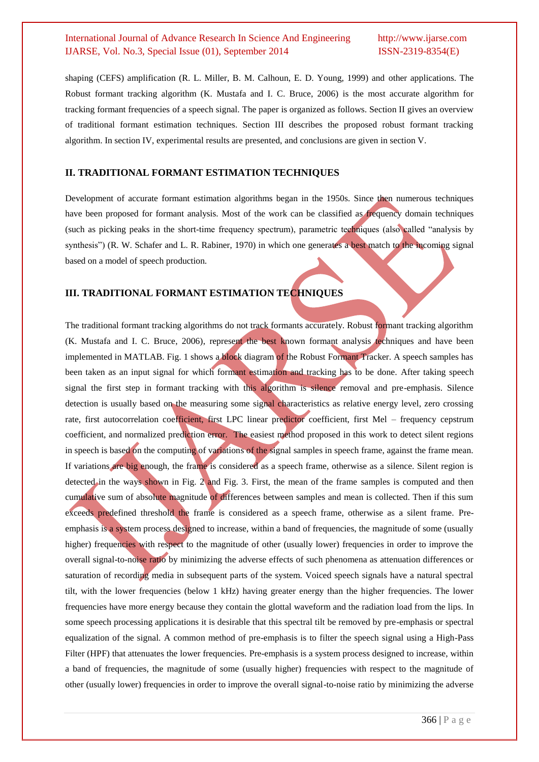shaping (CEFS) amplification (R. L. Miller, B. M. Calhoun, E. D. Young, 1999) and other applications. The Robust formant tracking algorithm (K. Mustafa and I. C. Bruce, 2006) is the most accurate algorithm for tracking formant frequencies of a speech signal. The paper is organized as follows. Section II gives an overview of traditional formant estimation techniques. Section III describes the proposed robust formant tracking algorithm. In section IV, experimental results are presented, and conclusions are given in section V.

## II. TRADITIONAL FORMANT ESTIMATION TECHNIQUES

Development of accurate formant estimation algorithms began in the 1950s. Since then numerous techniques have been proposed for formant analysis. Most of the work can be classified as frequency domain techniques (such as picking peaks in the short-time frequency spectrum), parametric techniques (also called "analysis by synthesis") (R. W. Schafer and L. R. Rabiner, 1970) in which one generates a best match to the incoming signal based on a model of speech production.

## III. TRADITIONAL FORMANT ESTIMATION TECHNIQUES

The traditional formant tracking algorithms do not track formants accurately. Robust formant tracking algorithm (K. Mustafa and I. C. Bruce, 2006), represent the best known formant analysis techniques and have been implemented in MATLAB. Fig. 1 shows a block diagram of the Robust Formant Tracker. A speech samples has been taken as an input signal for which formant estimation and tracking has to be done. After taking speech signal the first step in formant tracking with this algorithm is silence removal and pre-emphasis. Silence detection is usually based on the measuring some signal characteristics as relative energy level, zero crossing rate, first autocorrelation coefficient, first LPC linear predictor coefficient, first Mel – frequency cepstrum coefficient, and normalized prediction error. The easiest method proposed in this work to detect silent regions in speech is based on the computing of variations of the signal samples in speech frame, against the frame mean. If variations are big enough, the frame is considered as a speech frame, otherwise as a silence. Silent region is detected in the ways shown in Fig. 2 and Fig. 3. First, the mean of the frame samples is computed and then cumulative sum of absolute magnitude of differences between samples and mean is collected. Then if this sum exceeds predefined threshold the frame is considered as a speech frame, otherwise as a silent frame. Pre-emphasis is a system process designed to increase, within a band of frequencies, the magnitude of some (usually higher) frequencies with respect to the magnitude of other (usually lower) frequencies in order to improve the overall signal-to-noise ratio by minimizing the adverse effects of such phenomena as attenuation differences or saturation of recording media in subsequent parts of the system. Voiced speech signals have a natural spectral tilt, with the lower frequencies (below 1 kHz) having greater energy than the higher frequencies. The lower frequencies have more energy because they contain the glottal waveform and the radiation load from the lips. In some speech processing applications it is desirable that this spectral tilt be removed by pre-emphasis or spectral equalization of the signal. A common method of pre-emphasis is to filter the speech signal using a High-Pass Filter (HPF) that attenuates the lower frequencies. Pre-emphasis is a system process designed to increase, within a band of frequencies, the magnitude of some (usually higher) frequencies with respect to the magnitude of other (usually lower) frequencies in order to improve the overall signal-to-noise ratio by minimizing the adverse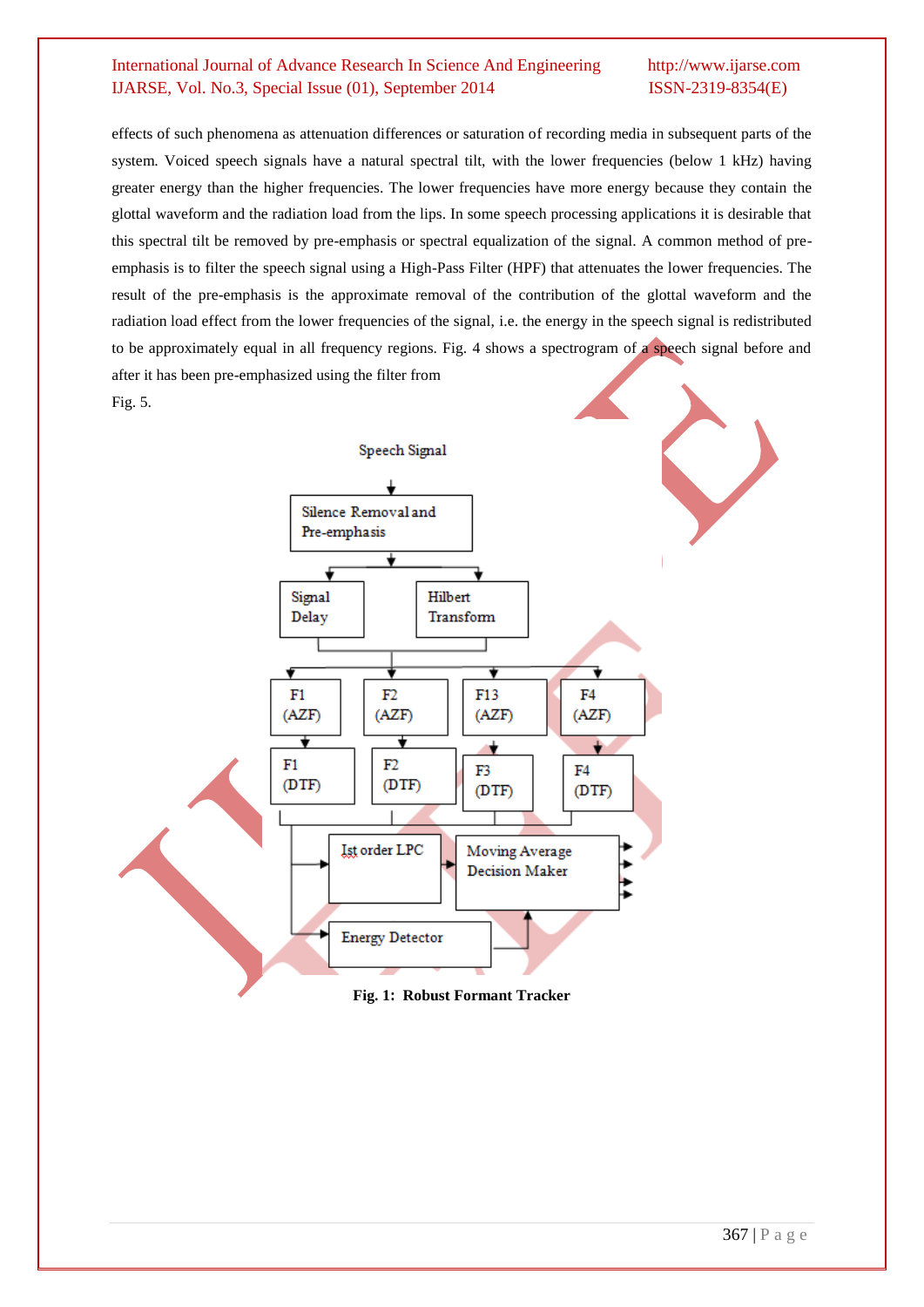effects of such phenomena as attenuation differences or saturation of recording media in subsequent parts of the system. Voiced speech signals have a natural spectral tilt, with the lower frequencies (below 1 kHz) having greater energy than the higher frequencies. The lower frequencies have more energy because they contain the glottal waveform and the radiation load from the lips. In some speech processing applications it is desirable that this spectral tilt be removed by pre-emphasis or spectral equalization of the signal. A common method of pre-emphasis is to filter the speech signal using a High-Pass Filter (HPF) that attenuates the lower frequencies. The result of the pre-emphasis is the approximate removal of the contribution of the glottal waveform and the radiation load effect from the lower frequencies of the signal, i.e. the energy in the speech signal is redistributed to be approximately equal in all frequency regions. Fig. 4 shows a spectrogram of a speech signal before and after it has been pre-emphasized using the filter from

Fig. 5.

Speech Signal

Silence Removal and Pre-emphasis

Signal Delay

Hilbert Transform

F1 (AZF)

F2 (AZF)

F13 (AZF)

F4 (AZF)

F1 (DTF)

F2 (DTF)

F3 (DTF)

F4 (DTF)

Ist order LPC

Moving Average Decision Maker

Energy Detector

**Fig. 1: Robust Formant Tracker**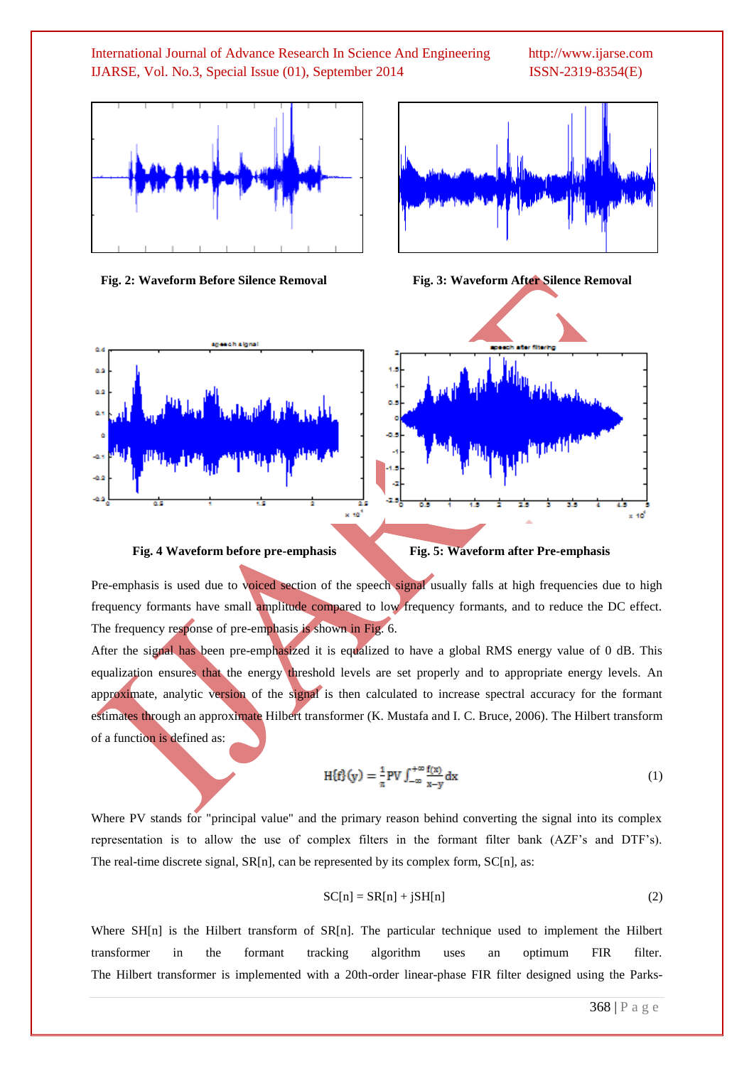Fig. 2: Waveform Before Silence Removal

Fig. 3: Waveform After Silence Removal

Fig. 4 Waveform before pre-emphasis

Fig. 5: Waveform after Pre-emphasis

Pre-emphasis is used due to voiced section of the speech signal usually falls at high frequencies due to high frequency formants have small amplitude compared to low frequency formants, and to reduce the DC effect. The frequency response of pre-emphasis is shown in Fig. 6.

After the signal has been pre-emphasized it is equalized to have a global RMS energy value of 0 dB. This equalization ensures that the energy threshold levels are set properly and to appropriate energy levels. An approximate, analytic version of the signal is then calculated to increase spectral accuracy for the formant estimates through an approximate Hilbert transformer (K. Mustafa and I. C. Bruce, 2006). The Hilbert transform of a function is defined as:

$$H\{f\}(y) = \frac{1}{\pi} PV \int_{-\infty}^{+\infty} \frac{f(x)}{x-y} dx \tag{1}$$

Where PV stands for "principal value" and the primary reason behind converting the signal into its complex representation is to allow the use of complex filters in the formant filter bank (AZF's and DTF's). The real-time discrete signal, SR[n], can be represented by its complex form, SC[n], as:

$$SC[n] = SR[n] + jSH[n] \tag{2}$$

Where SH[n] is the Hilbert transform of SR[n]. The particular technique used to implement the Hilbert transformer in the formant tracking algorithm uses an optimum FIR filter. The Hilbert transformer is implemented with a 20th-order linear-phase FIR filter designed using the Parks-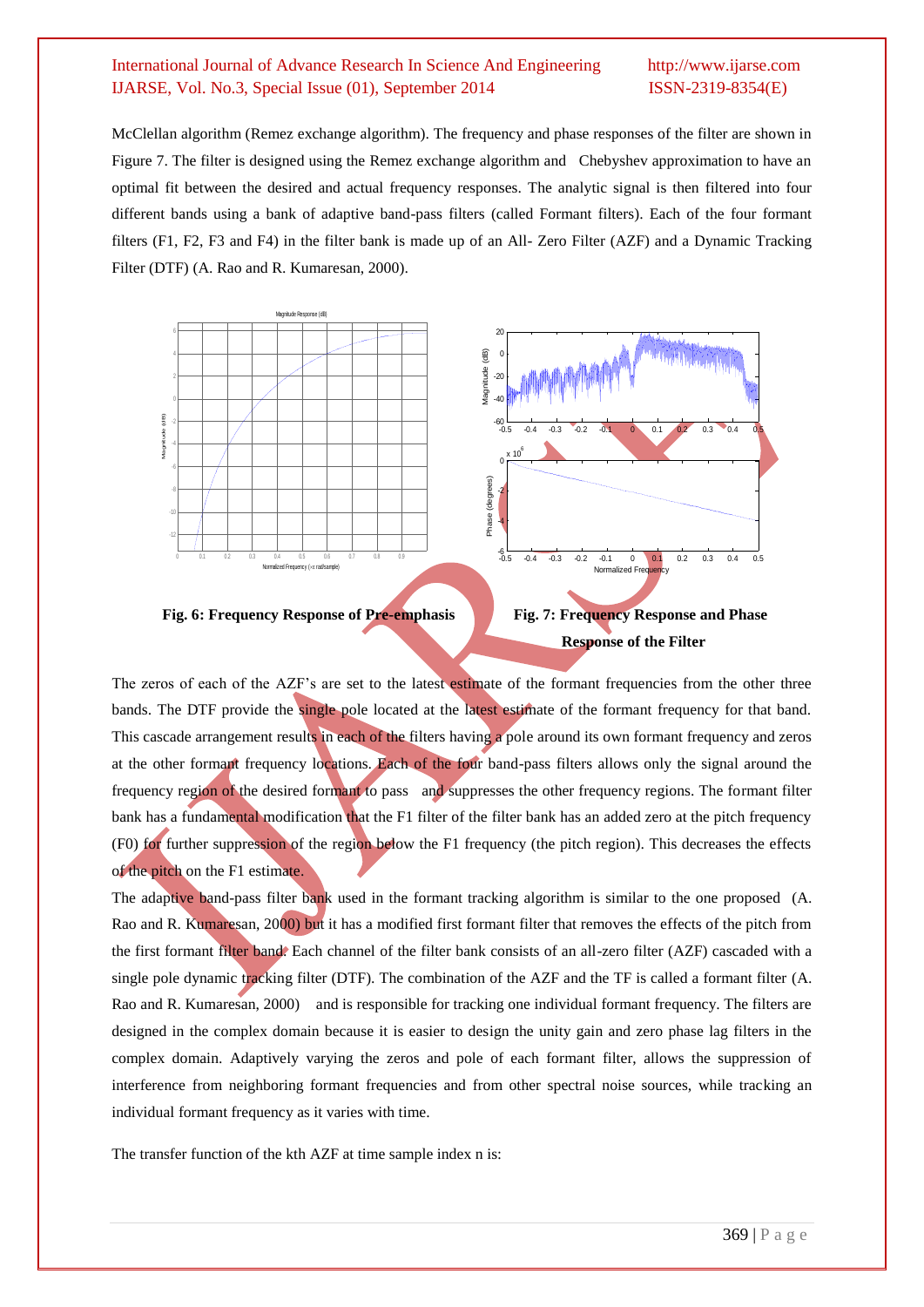McClellan algorithm (Remez exchange algorithm). The frequency and phase responses of the filter are shown in Figure 7. The filter is designed using the Remez exchange algorithm and Chebyshev approximation to have an optimal fit between the desired and actual frequency responses. The analytic signal is then filtered into four different bands using a bank of adaptive band-pass filters (called Formant filters). Each of the four formant filters (F1, F2, F3 and F4) in the filter bank is made up of an All- Zero Filter (AZF) and a Dynamic Tracking Filter (DTF) (A. Rao and R. Kumaresan, 2000).

**Fig. 6: Frequency Response of Pre-emphasis**

**Fig. 7: Frequency Response and Phase Response of the Filter**

The zeros of each of the AZF's are set to the latest estimate of the formant frequencies from the other three bands. The DTF provide the single pole located at the latest estimate of the formant frequency for that band. This cascade arrangement results in each of the filters having a pole around its own formant frequency and zeros at the other formant frequency locations. Each of the four band-pass filters allows only the signal around the frequency region of the desired formant to pass and suppresses the other frequency regions. The formant filter bank has a fundamental modification that the F1 filter of the filter bank has an added zero at the pitch frequency (F0) for further suppression of the region below the F1 frequency (the pitch region). This decreases the effects of the pitch on the F1 estimate.

The adaptive band-pass filter bank used in the formant tracking algorithm is similar to the one proposed (A. Rao and R. Kumaresan, 2000) but it has a modified first formant filter that removes the effects of the pitch from the first formant filter band. Each channel of the filter bank consists of an all-zero filter (AZF) cascaded with a single pole dynamic tracking filter (DTF). The combination of the AZF and the TF is called a formant filter (A. Rao and R. Kumaresan, 2000) and is responsible for tracking one individual formant frequency. The filters are designed in the complex domain because it is easier to design the unity gain and zero phase lag filters in the complex domain. Adaptively varying the zeros and pole of each formant filter, allows the suppression of interference from neighboring formant frequencies and from other spectral noise sources, while tracking an individual formant frequency as it varies with time.

The transfer function of the kth AZF at time sample index n is: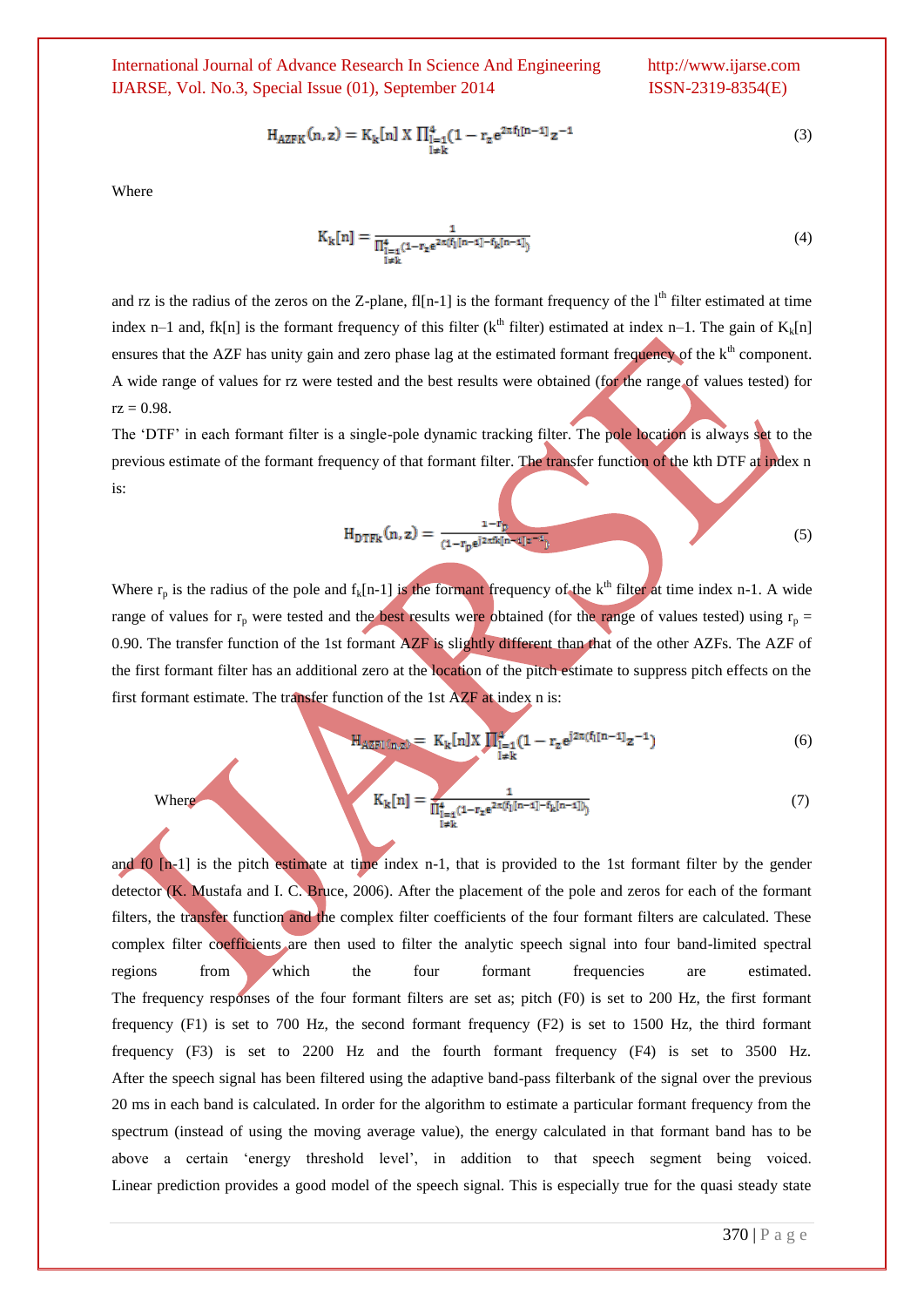$$H_{AZFK}(n, z) = K_k[n] \, X \prod_{\substack{l=1 \\ l \neq k}}^{4} (1 - r_z e^{2\pi f_l[n-1]} z^{-1} \tag{3}$$

Where

$$K_k[n] = \frac{1}{\prod_{\substack{l=1 \\ l \neq k}}^{4} (1 - r_z e^{2\pi (f_l[n-1] - f_k[n-1])})} \tag{4}$$

and rz is the radius of the zeros on the Z-plane, fl[n-1] is the formant frequency of the $l^{th}$ filter estimated at time index n–1 and, fk[n] is the formant frequency of this filter ($k^{th}$ filter) estimated at index n–1. The gain of $K_k[n]$ ensures that the AZF has unity gain and zero phase lag at the estimated formant frequency of the $k^{th}$ component. A wide range of values for rz were tested and the best results were obtained (for the range of values tested) for rz = 0.98.

The 'DTF' in each formant filter is a single-pole dynamic tracking filter. The pole location is always set to the previous estimate of the formant frequency of that formant filter. The transfer function of the kth DTF at index n is:

$$H_{DTFk}(n, z) = \frac{1 - r_p}{(1 - r_p e^{j2\pi f_k[n-1]} z^{-1})} \tag{5}$$

Where $r_p$ is the radius of the pole and $f_k[n\text{-}1]$ is the formant frequency of the $k^{th}$ filter at time index n-1. A wide range of values for $r_p$ were tested and the best results were obtained (for the range of values tested) using $r_p$ = 0.90. The transfer function of the 1st formant AZF is slightly different than that of the other AZFs. The AZF of the first formant filter has an additional zero at the location of the pitch estimate to suppress pitch effects on the first formant estimate. The transfer function of the 1st AZF at index n is:

$$H_{AZF1}(n, z) = K_k[n] X \prod_{\substack{l=1 \\ l \neq k}}^{4} (1 - r_z e^{j2\pi (f_l[n-1]} z^{-1}) \tag{6}$$

Where
$$K_k[n] = \frac{1}{\prod_{\substack{l=1 \\ l \neq k}}^{4} (1 - r_z e^{2\pi (f_l[n-1] - f_k[n-1])})} \tag{7}$$

and f0 [n-1] is the pitch estimate at time index n-1, that is provided to the 1st formant filter by the gender detector (K. Mustafa and I. C. Bruce, 2006). After the placement of the pole and zeros for each of the formant filters, the transfer function and the complex filter coefficients of the four formant filters are calculated. These complex filter coefficients are then used to filter the analytic speech signal into four band-limited spectral regions from which the four formant frequencies are estimated.

The frequency responses of the four formant filters are set as; pitch (F0) is set to 200 Hz, the first formant frequency (F1) is set to 700 Hz, the second formant frequency (F2) is set to 1500 Hz, the third formant frequency (F3) is set to 2200 Hz and the fourth formant frequency (F4) is set to 3500 Hz. After the speech signal has been filtered using the adaptive band-pass filterbank of the signal over the previous 20 ms in each band is calculated. In order for the algorithm to estimate a particular formant frequency from the spectrum (instead of using the moving average value), the energy calculated in that formant band has to be above a certain 'energy threshold level', in addition to that speech segment being voiced.

Linear prediction provides a good model of the speech signal. This is especially true for the quasi steady state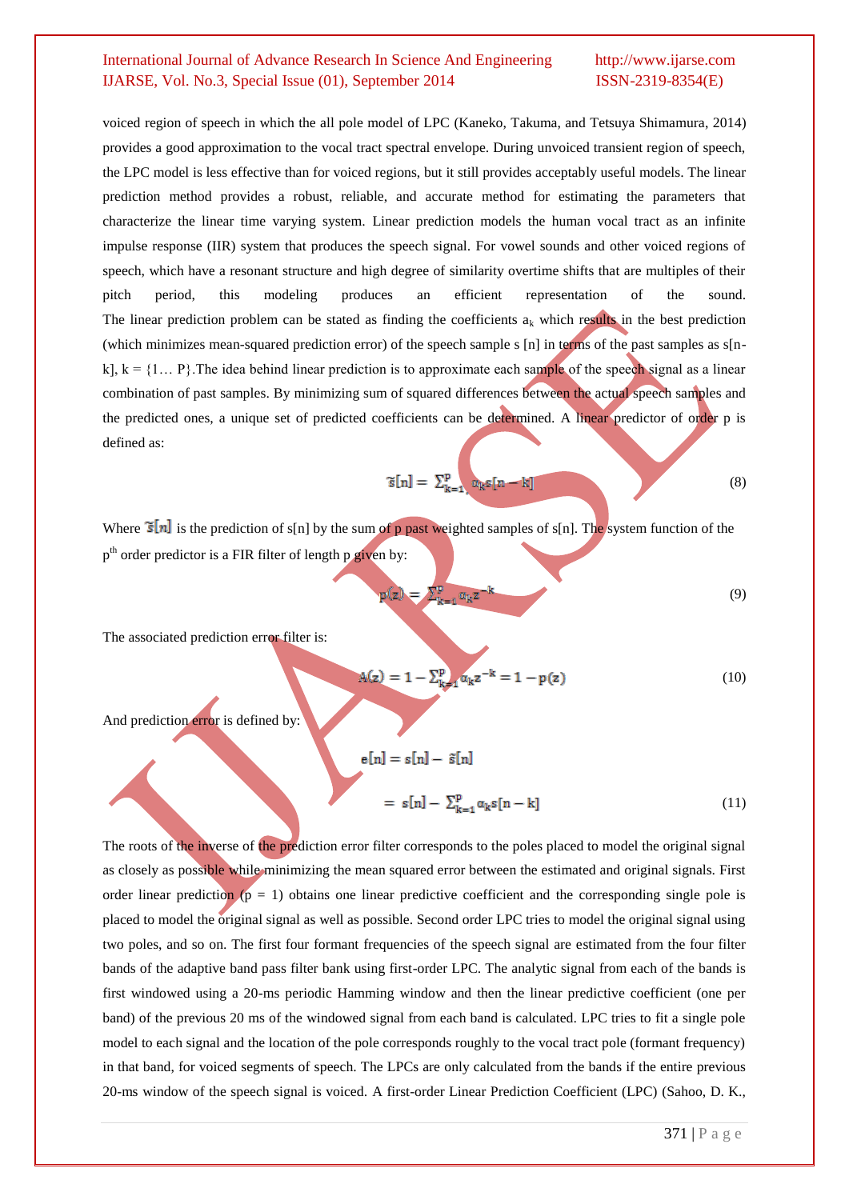voiced region of speech in which the all pole model of LPC (Kaneko, Takuma, and Tetsuya Shimamura, 2014) provides a good approximation to the vocal tract spectral envelope. During unvoiced transient region of speech, the LPC model is less effective than for voiced regions, but it still provides acceptably useful models. The linear prediction method provides a robust, reliable, and accurate method for estimating the parameters that characterize the linear time varying system. Linear prediction models the human vocal tract as an infinite impulse response (IIR) system that produces the speech signal. For vowel sounds and other voiced regions of speech, which have a resonant structure and high degree of similarity overtime shifts that are multiples of their pitch period, this modeling produces an efficient representation of the sound. The linear prediction problem can be stated as finding the coefficients $a_k$ which results in the best prediction (which minimizes mean-squared prediction error) of the speech sample s [n] in terms of the past samples as s[n-k], k = {1… P}.The idea behind linear prediction is to approximate each sample of the speech signal as a linear combination of past samples. By minimizing sum of squared differences between the actual speech samples and the predicted ones, a unique set of predicted coefficients can be determined. A linear predictor of order p is defined as:

$$\tilde{s}[n] = \sum_{k=1}^{p} \alpha_k s[n-k] \tag{8}$$

Where $\tilde{s}[n]$ is the prediction of s[n] by the sum of p past weighted samples of s[n]. The system function of the $p^{th}$ order predictor is a FIR filter of length p given by:

$$p(z) = \sum_{k=1}^{p} \alpha_k z^{-k} \tag{9}$$

The associated prediction error filter is:

$$A(z) = 1 - \sum_{k=1}^{p} \alpha_k z^{-k} = 1 - p(z) \tag{10}$$

And prediction error is defined by:

$$e[n] = s[n] - \tilde{s}[n]$$

$$= s[n] - \sum_{k=1}^{p} \alpha_k s[n-k] \tag{11}$$

The roots of the inverse of the prediction error filter corresponds to the poles placed to model the original signal as closely as possible while minimizing the mean squared error between the estimated and original signals. First order linear prediction (p = 1) obtains one linear predictive coefficient and the corresponding single pole is placed to model the original signal as well as possible. Second order LPC tries to model the original signal using two poles, and so on. The first four formant frequencies of the speech signal are estimated from the four filter bands of the adaptive band pass filter bank using first-order LPC. The analytic signal from each of the bands is first windowed using a 20-ms periodic Hamming window and then the linear predictive coefficient (one per band) of the previous 20 ms of the windowed signal from each band is calculated. LPC tries to fit a single pole model to each signal and the location of the pole corresponds roughly to the vocal tract pole (formant frequency) in that band, for voiced segments of speech. The LPCs are only calculated from the bands if the entire previous 20-ms window of the speech signal is voiced. A first-order Linear Prediction Coefficient (LPC) (Sahoo, D. K.,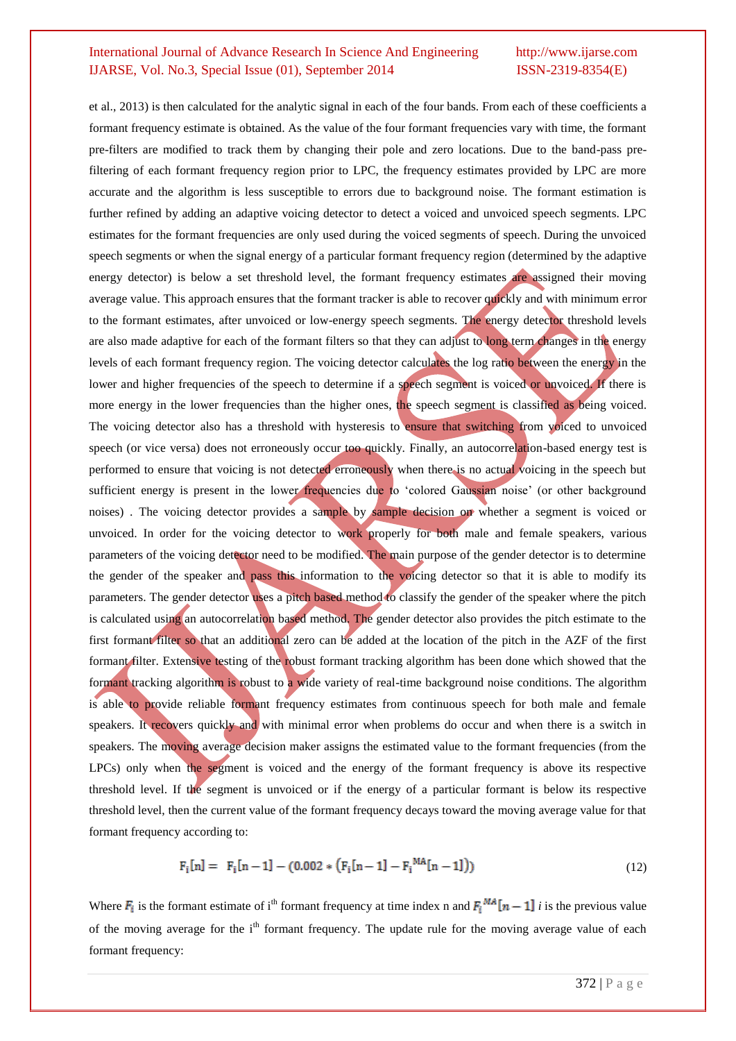et al., 2013) is then calculated for the analytic signal in each of the four bands. From each of these coefficients a formant frequency estimate is obtained. As the value of the four formant frequencies vary with time, the formant pre-filters are modified to track them by changing their pole and zero locations. Due to the band-pass pre-filtering of each formant frequency region prior to LPC, the frequency estimates provided by LPC are more accurate and the algorithm is less susceptible to errors due to background noise. The formant estimation is further refined by adding an adaptive voicing detector to detect a voiced and unvoiced speech segments. LPC estimates for the formant frequencies are only used during the voiced segments of speech. During the unvoiced speech segments or when the signal energy of a particular formant frequency region (determined by the adaptive energy detector) is below a set threshold level, the formant frequency estimates are assigned their moving average value. This approach ensures that the formant tracker is able to recover quickly and with minimum error to the formant estimates, after unvoiced or low-energy speech segments. The energy detector threshold levels are also made adaptive for each of the formant filters so that they can adjust to long term changes in the energy levels of each formant frequency region. The voicing detector calculates the log ratio between the energy in the lower and higher frequencies of the speech to determine if a speech segment is voiced or unvoiced. If there is more energy in the lower frequencies than the higher ones, the speech segment is classified as being voiced. The voicing detector also has a threshold with hysteresis to ensure that switching from voiced to unvoiced speech (or vice versa) does not erroneously occur too quickly. Finally, an autocorrelation-based energy test is performed to ensure that voicing is not detected erroneously when there is no actual voicing in the speech but sufficient energy is present in the lower frequencies due to 'colored Gaussian noise' (or other background noises) . The voicing detector provides a sample by sample decision on whether a segment is voiced or unvoiced. In order for the voicing detector to work properly for both male and female speakers, various parameters of the voicing detector need to be modified. The main purpose of the gender detector is to determine the gender of the speaker and pass this information to the voicing detector so that it is able to modify its parameters. The gender detector uses a pitch based method to classify the gender of the speaker where the pitch is calculated using an autocorrelation based method. The gender detector also provides the pitch estimate to the first formant filter so that an additional zero can be added at the location of the pitch in the AZF of the first formant filter. Extensive testing of the robust formant tracking algorithm has been done which showed that the formant tracking algorithm is robust to a wide variety of real-time background noise conditions. The algorithm is able to provide reliable formant frequency estimates from continuous speech for both male and female speakers. It recovers quickly and with minimal error when problems do occur and when there is a switch in speakers. The moving average decision maker assigns the estimated value to the formant frequencies (from the LPCs) only when the segment is voiced and the energy of the formant frequency is above its respective threshold level. If the segment is unvoiced or if the energy of a particular formant is below its respective threshold level, then the current value of the formant frequency decays toward the moving average value for that formant frequency according to:

$$F_i[n] = F_i[n-1] - \left(0.002 * \left(F_i[n-1] - F_i^{MA}[n-1]\right)\right) \tag{12}$$

Where $F_i$ is the formant estimate of i[th] formant frequency at time index n and $F_i^{MA}[n-1]$ *i* is the previous value of the moving average for the i[th] formant frequency. The update rule for the moving average value of each formant frequency: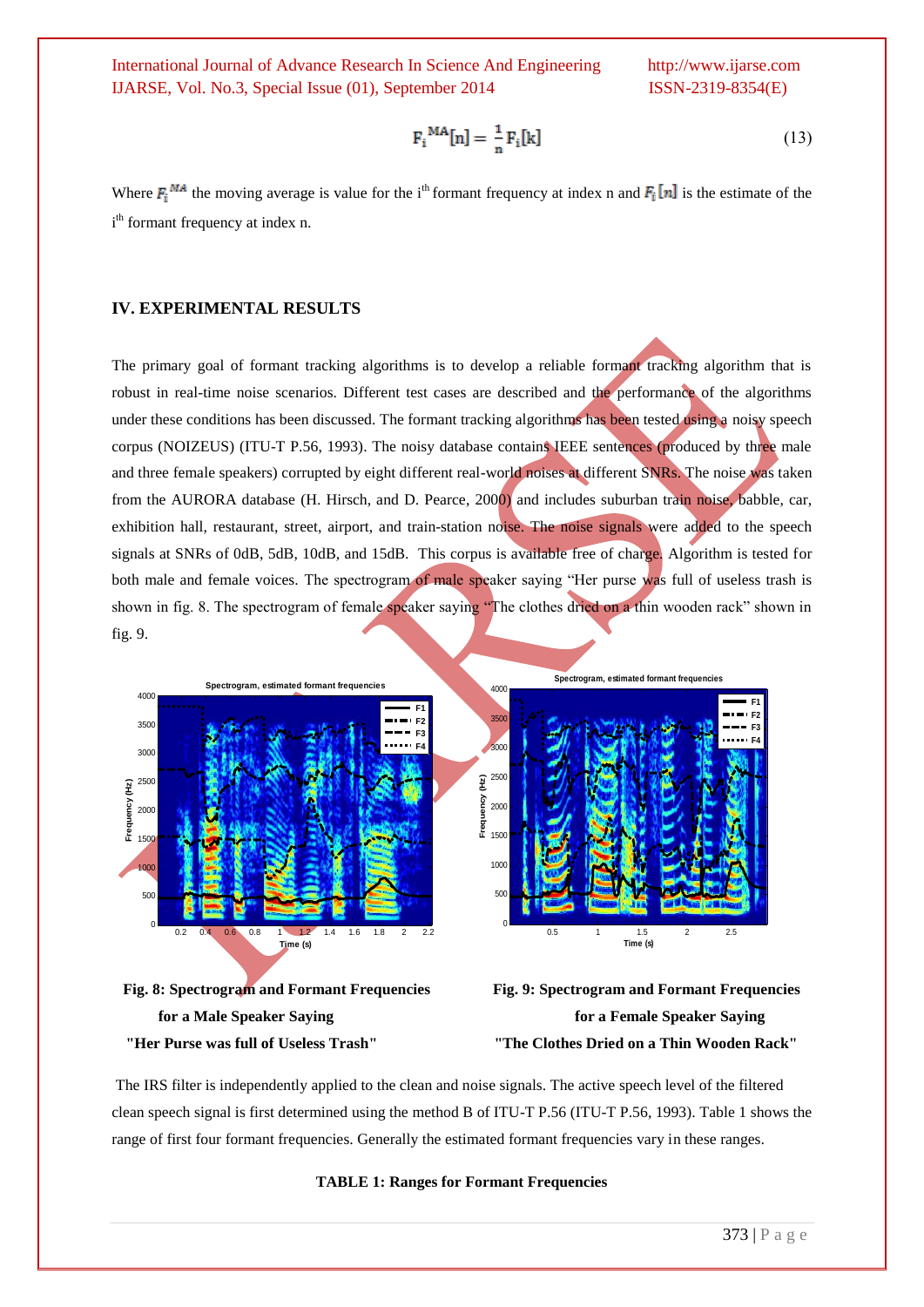$$F_i^{MA}[n] = \frac{1}{n} F_i[k] \tag{13}$$

Where $F_i^{MA}$ the moving average is value for the i[th] formant frequency at index n and $F_i[n]$ is the estimate of the i[th] formant frequency at index n.

## IV. EXPERIMENTAL RESULTS

The primary goal of formant tracking algorithms is to develop a reliable formant tracking algorithm that is robust in real-time noise scenarios. Different test cases are described and the performance of the algorithms under these conditions has been discussed. The formant tracking algorithms has been tested using a noisy speech corpus (NOIZEUS) (ITU-T P.56, 1993). The noisy database contains IEEE sentences (produced by three male and three female speakers) corrupted by eight different real-world noises at different SNRs. The noise was taken from the AURORA database (H. Hirsch, and D. Pearce, 2000) and includes suburban train noise, babble, car, exhibition hall, restaurant, street, airport, and train-station noise. The noise signals were added to the speech signals at SNRs of 0dB, 5dB, 10dB, and 15dB. This corpus is available free of charge. Algorithm is tested for both male and female voices. The spectrogram of male speaker saying "Her purse was full of useless trash is shown in fig. 8. The spectrogram of female speaker saying "The clothes dried on a thin wooden rack" shown in fig. 9.

**Fig. 8: Spectrogram and Formant Frequencies for a Male Speaker Saying "Her Purse was full of Useless Trash"**

**Fig. 9: Spectrogram and Formant Frequencies for a Female Speaker Saying "The Clothes Dried on a Thin Wooden Rack"**

The IRS filter is independently applied to the clean and noise signals. The active speech level of the filtered clean speech signal is first determined using the method B of ITU-T P.56 (ITU-T P.56, 1993). Table 1 shows the range of first four formant frequencies. Generally the estimated formant frequencies vary in these ranges.

**TABLE 1: Ranges for Formant Frequencies**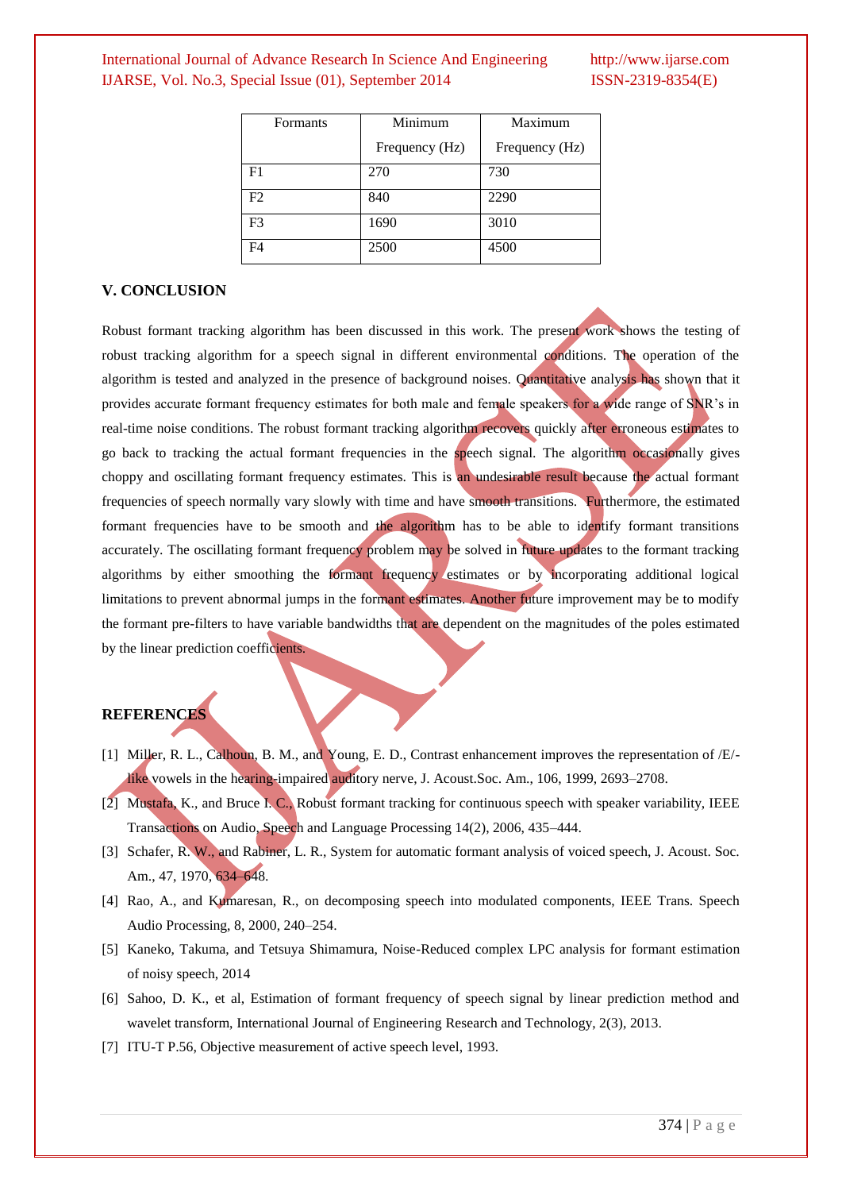| Formants | Minimum Frequency (Hz) | Maximum Frequency (Hz) |
|---|---|---|
| F1 | 270 | 730 |
| F2 | 840 | 2290 |
| F3 | 1690 | 3010 |
| F4 | 2500 | 4500 |

## V. CONCLUSION

Robust formant tracking algorithm has been discussed in this work. The present work shows the testing of robust tracking algorithm for a speech signal in different environmental conditions. The operation of the algorithm is tested and analyzed in the presence of background noises. Quantitative analysis has shown that it provides accurate formant frequency estimates for both male and female speakers for a wide range of SNR's in real-time noise conditions. The robust formant tracking algorithm recovers quickly after erroneous estimates to go back to tracking the actual formant frequencies in the speech signal. The algorithm occasionally gives choppy and oscillating formant frequency estimates. This is an undesirable result because the actual formant frequencies of speech normally vary slowly with time and have smooth transitions. Furthermore, the estimated formant frequencies have to be smooth and the algorithm has to be able to identify formant transitions accurately. The oscillating formant frequency problem may be solved in future updates to the formant tracking algorithms by either smoothing the formant frequency estimates or by incorporating additional logical limitations to prevent abnormal jumps in the formant estimates. Another future improvement may be to modify the formant pre-filters to have variable bandwidths that are dependent on the magnitudes of the poles estimated by the linear prediction coefficients.

## REFERENCES

[1] Miller, R. L., Calhoun, B. M., and Young, E. D., Contrast enhancement improves the representation of /E/-like vowels in the hearing-impaired auditory nerve, J. Acoust.Soc. Am., 106, 1999, 2693–2708.

[2] Mustafa, K., and Bruce I. C., Robust formant tracking for continuous speech with speaker variability, IEEE Transactions on Audio, Speech and Language Processing 14(2), 2006, 435–444.

[3] Schafer, R. W., and Rabiner, L. R., System for automatic formant analysis of voiced speech, J. Acoust. Soc. Am., 47, 1970, 634–648.

[4] Rao, A., and Kumaresan, R., on decomposing speech into modulated components, IEEE Trans. Speech Audio Processing, 8, 2000, 240–254.

[5] Kaneko, Takuma, and Tetsuya Shimamura, Noise-Reduced complex LPC analysis for formant estimation of noisy speech, 2014

[6] Sahoo, D. K., et al, Estimation of formant frequency of speech signal by linear prediction method and wavelet transform, International Journal of Engineering Research and Technology, 2(3), 2013.

[7] ITU-T P.56, Objective measurement of active speech level, 1993.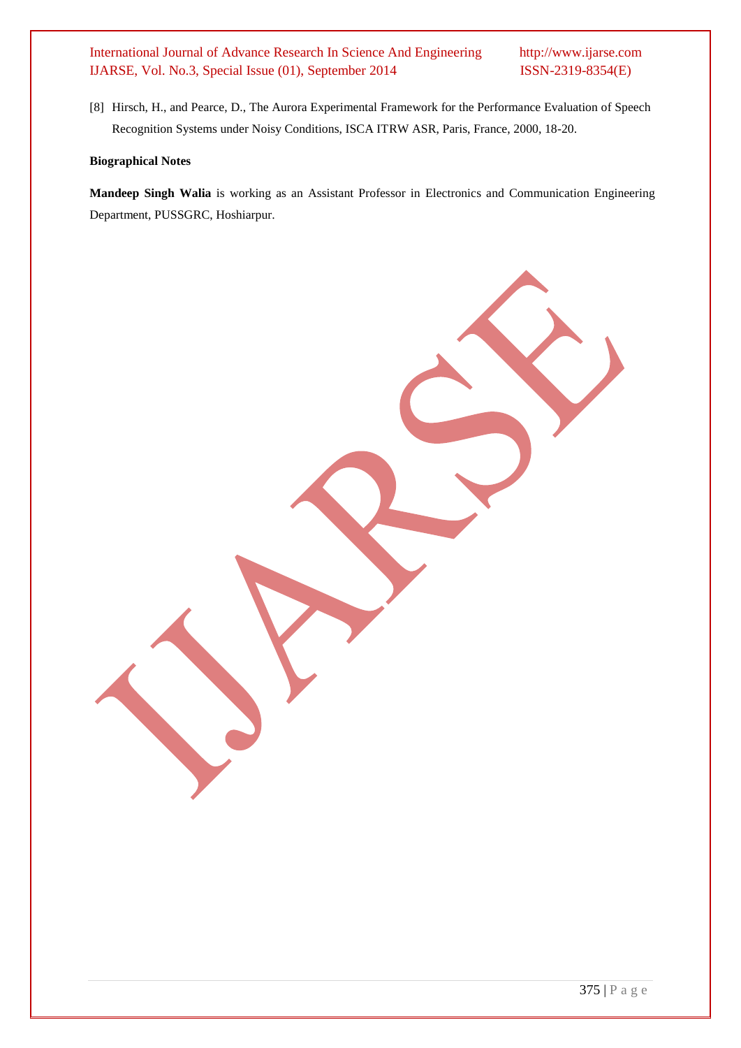[8] Hirsch, H., and Pearce, D., The Aurora Experimental Framework for the Performance Evaluation of Speech Recognition Systems under Noisy Conditions, ISCA ITRW ASR, Paris, France, 2000, 18-20.

**Biographical Notes**

**Mandeep Singh Walia** is working as an Assistant Professor in Electronics and Communication Engineering Department, PUSSGRC, Hoshiarpur.